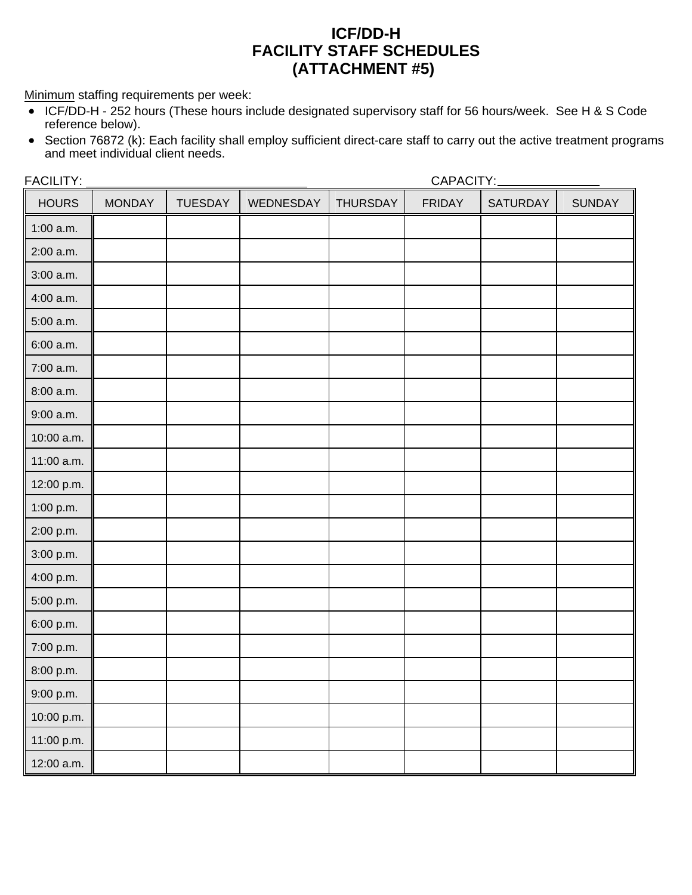# ICF/DD-H
# FACILITY STAFF SCHEDULES
# (ATTACHMENT #5)

<u>Minimum</u> staffing requirements per week:

- ICF/DD-H - 252 hours (These hours include designated supervisory staff for 56 hours/week. See H & S Code reference below).
- Section 76872 (k): Each facility shall employ sufficient direct-care staff to carry out the active treatment programs and meet individual client needs.

FACILITY: ______________________________ CAPACITY: ______________

| HOURS | MONDAY | TUESDAY | WEDNESDAY | THURSDAY | FRIDAY | SATURDAY | SUNDAY |
|---|---|---|---|---|---|---|---|
| 1:00 a.m. | | | | | | | |
| 2:00 a.m. | | | | | | | |
| 3:00 a.m. | | | | | | | |
| 4:00 a.m. | | | | | | | |
| 5:00 a.m. | | | | | | | |
| 6:00 a.m. | | | | | | | |
| 7:00 a.m. | | | | | | | |
| 8:00 a.m. | | | | | | | |
| 9:00 a.m. | | | | | | | |
| 10:00 a.m. | | | | | | | |
| 11:00 a.m. | | | | | | | |
| 12:00 p.m. | | | | | | | |
| 1:00 p.m. | | | | | | | |
| 2:00 p.m. | | | | | | | |
| 3:00 p.m. | | | | | | | |
| 4:00 p.m. | | | | | | | |
| 5:00 p.m. | | | | | | | |
| 6:00 p.m. | | | | | | | |
| 7:00 p.m. | | | | | | | |
| 8:00 p.m. | | | | | | | |
| 9:00 p.m. | | | | | | | |
| 10:00 p.m. | | | | | | | |
| 11:00 p.m. | | | | | | | |
| 12:00 a.m. | | | | | | | |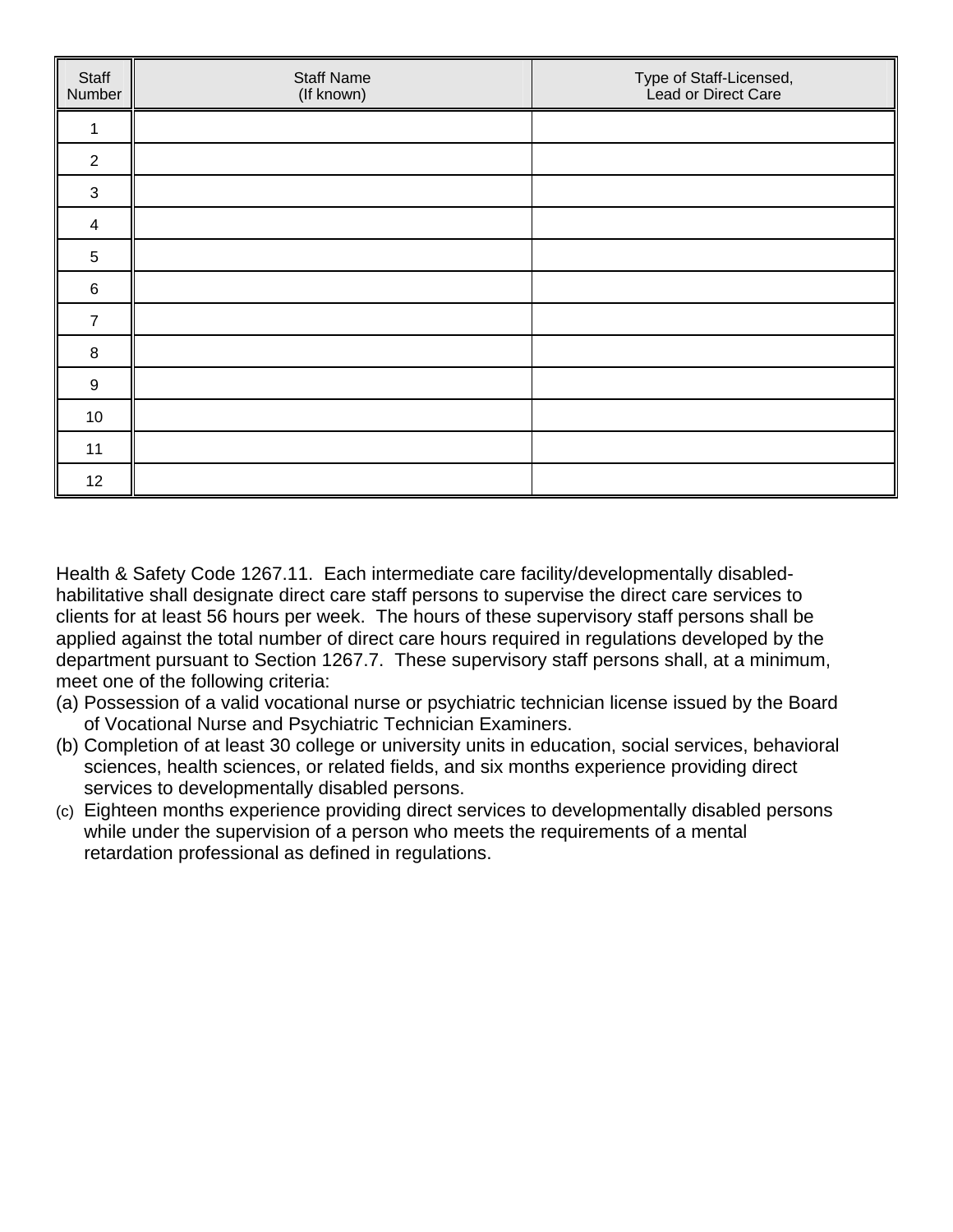| Staff Number | Staff Name (If known) | Type of Staff-Licensed, Lead or Direct Care |
|---|---|---|
| 1 | | |
| 2 | | |
| 3 | | |
| 4 | | |
| 5 | | |
| 6 | | |
| 7 | | |
| 8 | | |
| 9 | | |
| 10 | | |
| 11 | | |
| 12 | | |

Health & Safety Code 1267.11. Each intermediate care facility/developmentally disabled-habilitative shall designate direct care staff persons to supervise the direct care services to clients for at least 56 hours per week. The hours of these supervisory staff persons shall be applied against the total number of direct care hours required in regulations developed by the department pursuant to Section 1267.7. These supervisory staff persons shall, at a minimum, meet one of the following criteria:

(a) Possession of a valid vocational nurse or psychiatric technician license issued by the Board of Vocational Nurse and Psychiatric Technician Examiners.

(b) Completion of at least 30 college or university units in education, social services, behavioral sciences, health sciences, or related fields, and six months experience providing direct services to developmentally disabled persons.

(c) Eighteen months experience providing direct services to developmentally disabled persons while under the supervision of a person who meets the requirements of a mental retardation professional as defined in regulations.